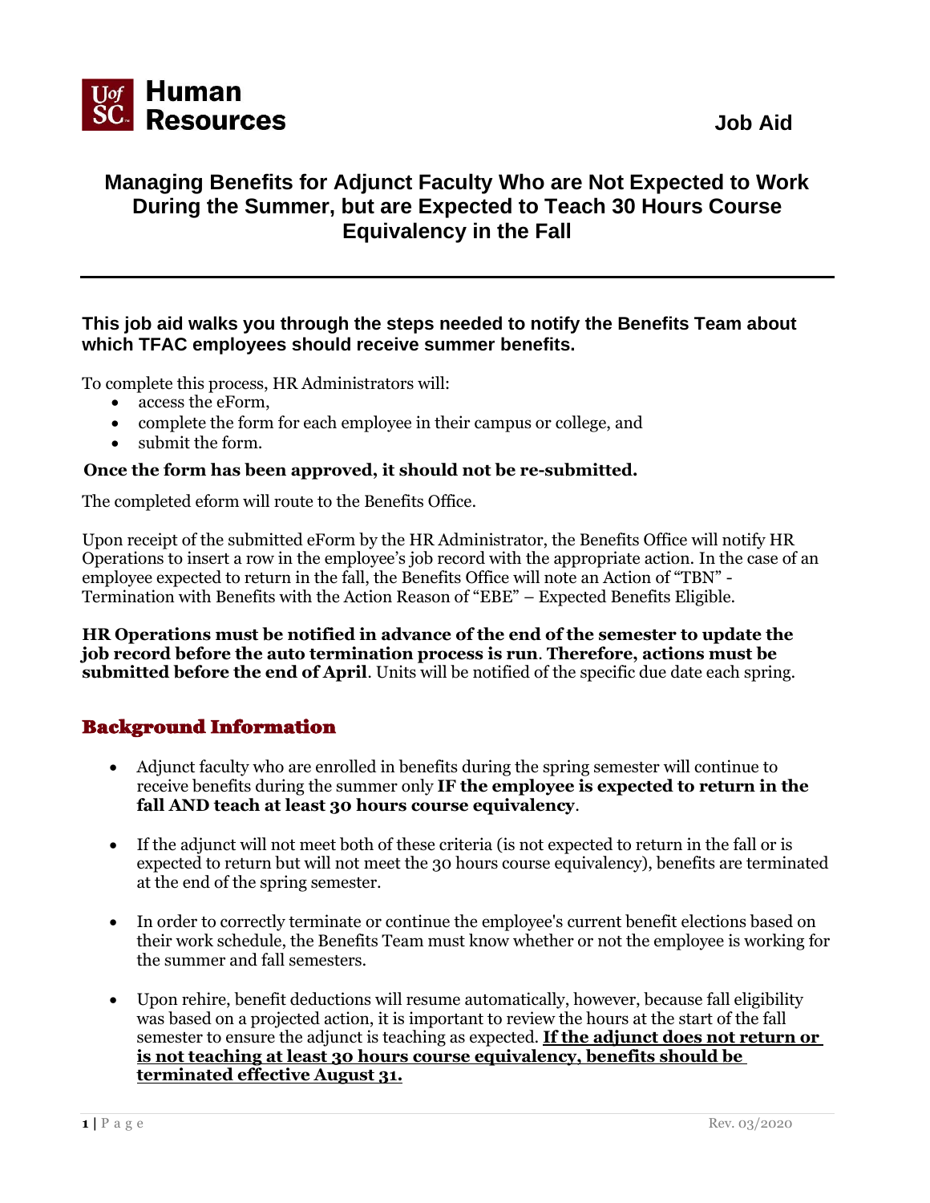**Human Resources** — Job Aid

# Managing Benefits for Adjunct Faculty Who are Not Expected to Work During the Summer, but are Expected to Teach 30 Hours Course Equivalency in the Fall

**This job aid walks you through the steps needed to notify the Benefits Team about which TFAC employees should receive summer benefits.**

To complete this process, HR Administrators will:

- access the eForm,
- complete the form for each employee in their campus or college, and
- submit the form.

**Once the form has been approved, it should not be re-submitted.**

The completed eform will route to the Benefits Office.

Upon receipt of the submitted eForm by the HR Administrator, the Benefits Office will notify HR Operations to insert a row in the employee's job record with the appropriate action. In the case of an employee expected to return in the fall, the Benefits Office will note an Action of "TBN" - Termination with Benefits with the Action Reason of "EBE" – Expected Benefits Eligible.

**HR Operations must be notified in advance of the end of the semester to update the job record before the auto termination process is run**. **Therefore, actions must be submitted before the end of April**. Units will be notified of the specific due date each spring.

## Background Information

- Adjunct faculty who are enrolled in benefits during the spring semester will continue to receive benefits during the summer only **IF the employee is expected to return in the fall AND teach at least 30 hours course equivalency**.
- If the adjunct will not meet both of these criteria (is not expected to return in the fall or is expected to return but will not meet the 30 hours course equivalency), benefits are terminated at the end of the spring semester.
- In order to correctly terminate or continue the employee's current benefit elections based on their work schedule, the Benefits Team must know whether or not the employee is working for the summer and fall semesters.
- Upon rehire, benefit deductions will resume automatically, however, because fall eligibility was based on a projected action, it is important to review the hours at the start of the fall semester to ensure the adjunct is teaching as expected. **If the adjunct does not return or is not teaching at least 30 hours course equivalency, benefits should be terminated effective August 31.**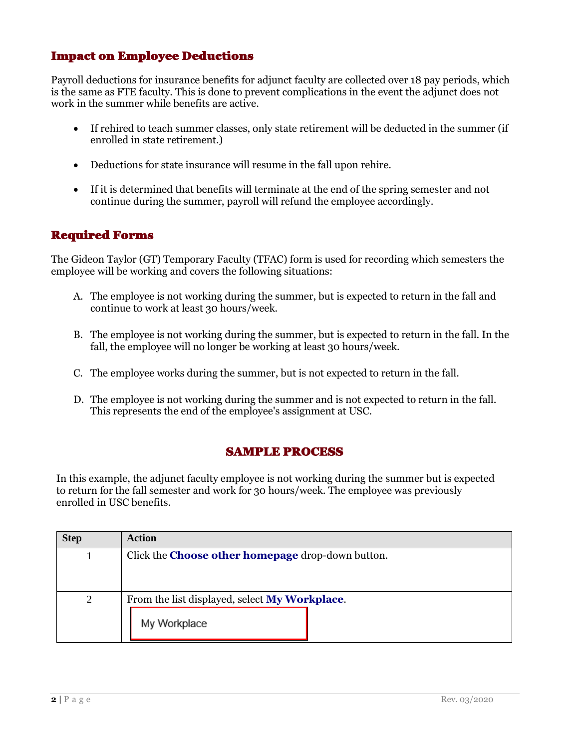## Impact on Employee Deductions

Payroll deductions for insurance benefits for adjunct faculty are collected over 18 pay periods, which is the same as FTE faculty. This is done to prevent complications in the event the adjunct does not work in the summer while benefits are active.

- If rehired to teach summer classes, only state retirement will be deducted in the summer (if enrolled in state retirement.)
- Deductions for state insurance will resume in the fall upon rehire.
- If it is determined that benefits will terminate at the end of the spring semester and not continue during the summer, payroll will refund the employee accordingly.

## Required Forms

The Gideon Taylor (GT) Temporary Faculty (TFAC) form is used for recording which semesters the employee will be working and covers the following situations:

A. The employee is not working during the summer, but is expected to return in the fall and continue to work at least 30 hours/week.

B. The employee is not working during the summer, but is expected to return in the fall. In the fall, the employee will no longer be working at least 30 hours/week.

C. The employee works during the summer, but is not expected to return in the fall.

D. The employee is not working during the summer and is not expected to return in the fall. This represents the end of the employee's assignment at USC.

## SAMPLE PROCESS

In this example, the adjunct faculty employee is not working during the summer but is expected to return for the fall semester and work for 30 hours/week. The employee was previously enrolled in USC benefits.

| Step | Action |
|---|---|
| 1 | Click the **Choose other homepage** drop-down button. |
| 2 | From the list displayed, select **My Workplace**. My Workplace |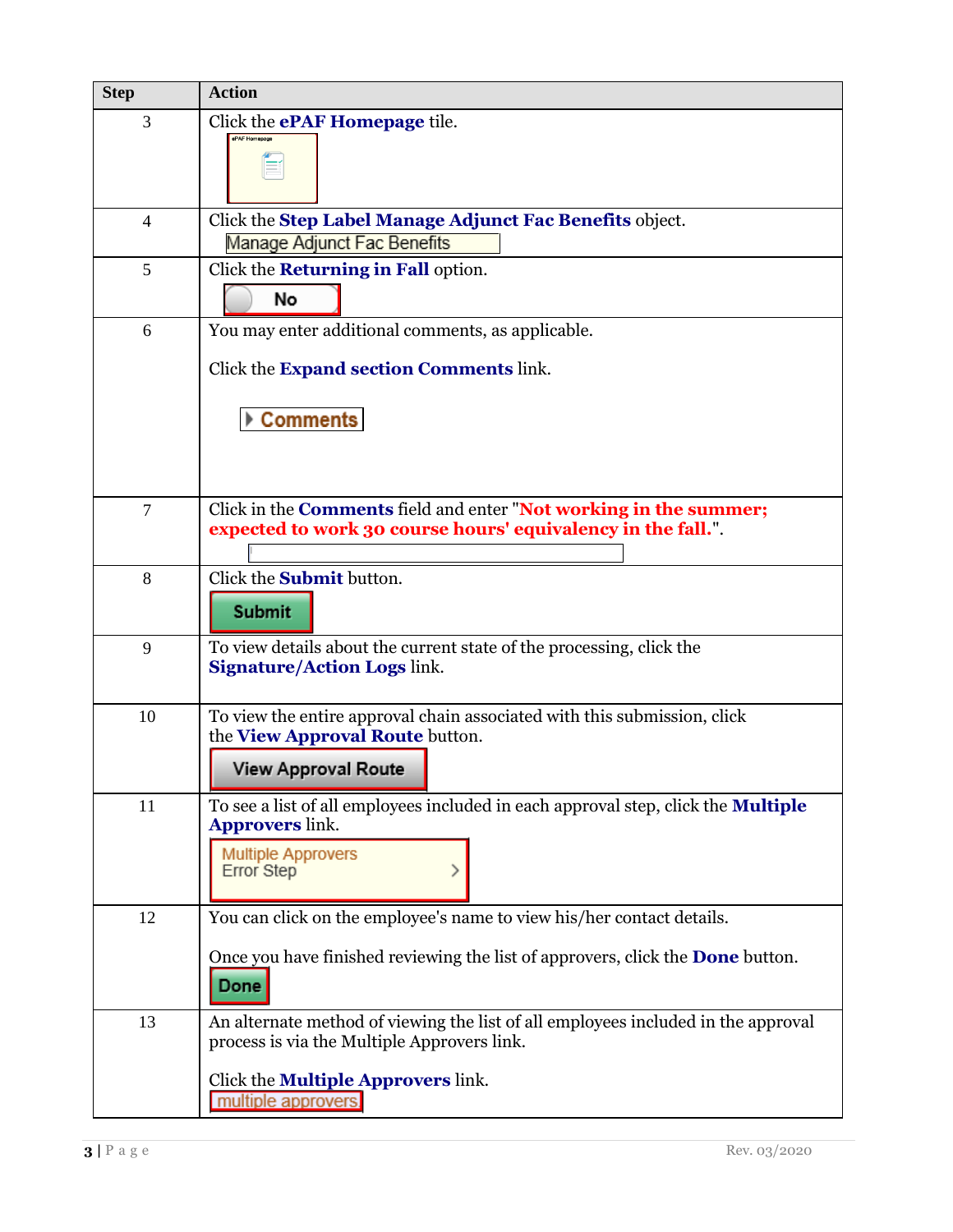| Step | Action |
| --- | --- |
| 3 | Click the **ePAF Homepage** tile. |
| 4 | Click the **Step Label Manage Adjunct Fac Benefits** object. Manage Adjunct Fac Benefits |
| 5 | Click the **Returning in Fall** option. No |
| 6 | You may enter additional comments, as applicable. Click the **Expand section Comments** link. Comments |
| 7 | Click in the **Comments** field and enter "**Not working in the summer; expected to work 30 course hours' equivalency in the fall.**". |
| 8 | Click the **Submit** button. Submit |
| 9 | To view details about the current state of the processing, click the **Signature/Action Logs** link. |
| 10 | To view the entire approval chain associated with this submission, click the **View Approval Route** button. View Approval Route |
| 11 | To see a list of all employees included in each approval step, click the **Multiple Approvers** link. Multiple Approvers Error Step |
| 12 | You can click on the employee's name to view his/her contact details. Once you have finished reviewing the list of approvers, click the **Done** button. Done |
| 13 | An alternate method of viewing the list of all employees included in the approval process is via the Multiple Approvers link. Click the **Multiple Approvers** link. multiple approvers |

Rev. 03/2020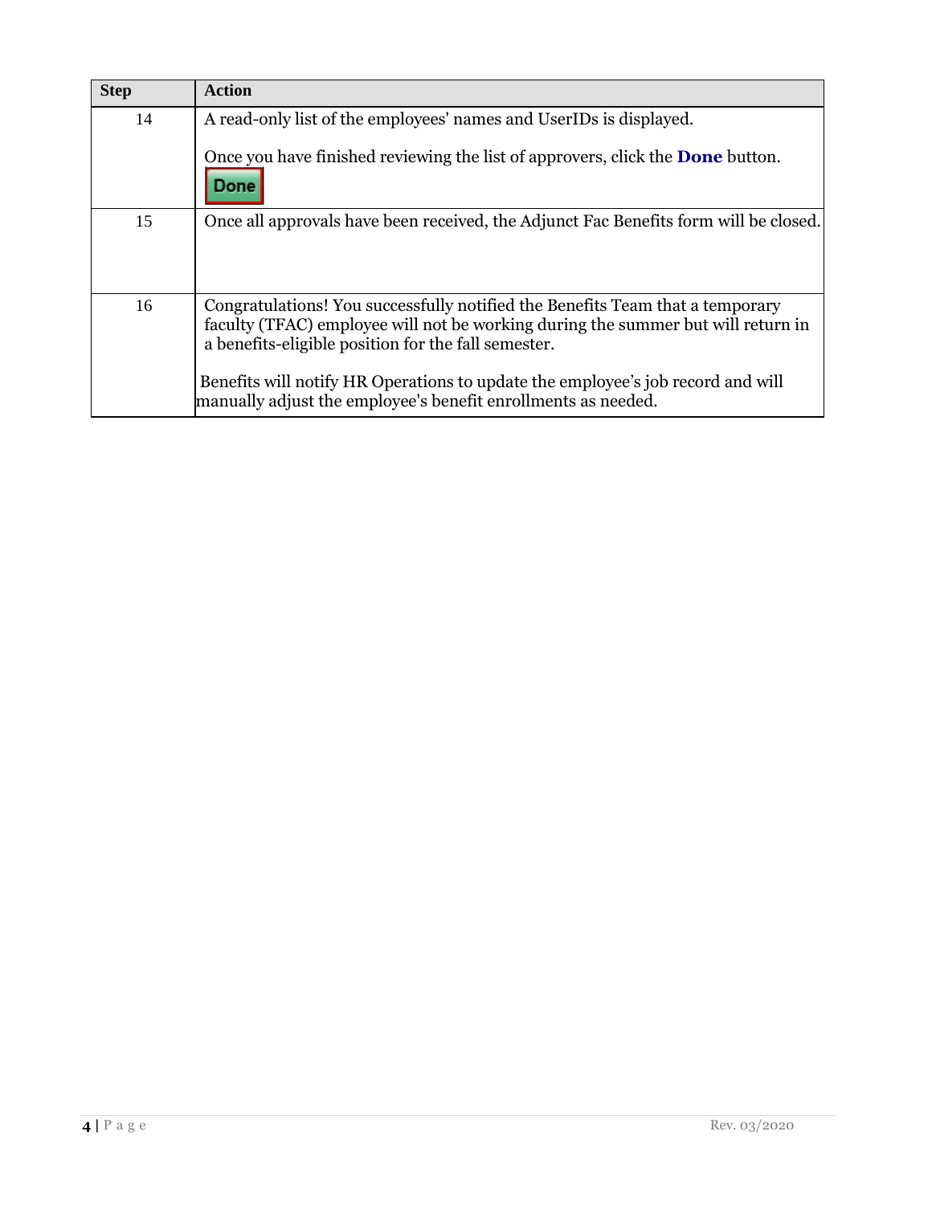| Step | Action |
| --- | --- |
| 14 | A read-only list of the employees' names and UserIDs is displayed.<br><br>Once you have finished reviewing the list of approvers, click the **Done** button.<br>Done |
| 15 | Once all approvals have been received, the Adjunct Fac Benefits form will be closed. |
| 16 | Congratulations! You successfully notified the Benefits Team that a temporary faculty (TFAC) employee will not be working during the summer but will return in a benefits-eligible position for the fall semester.<br><br>Benefits will notify HR Operations to update the employee's job record and will manually adjust the employee's benefit enrollments as needed. |